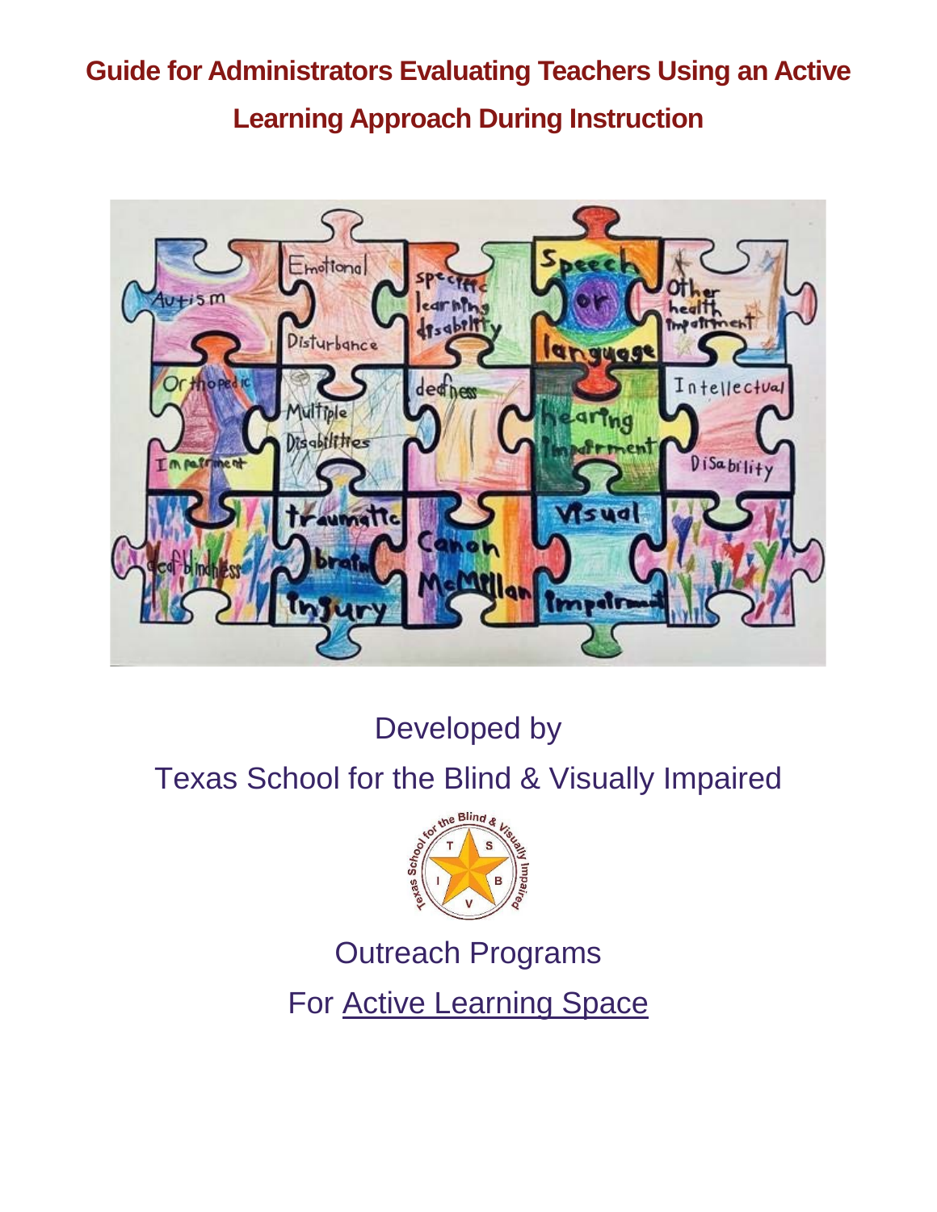# Guide for Administrators Evaluating Teachers Using an Active Learning Approach During Instruction

Developed by

Texas School for the Blind & Visually Impaired

Outreach Programs

For Active Learning Space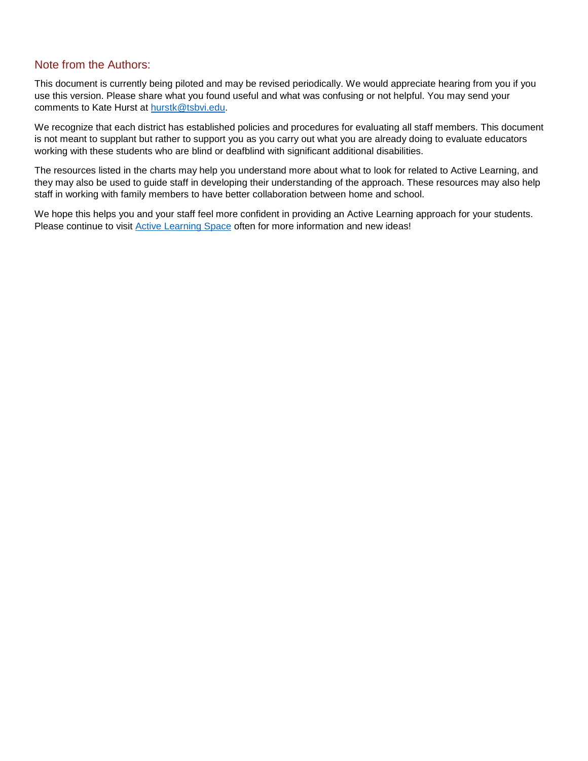## Note from the Authors:

This document is currently being piloted and may be revised periodically. We would appreciate hearing from you if you use this version. Please share what you found useful and what was confusing or not helpful. You may send your comments to Kate Hurst at [hurstk@tsbvi.edu](mailto:hurstk@tsbvi.edu).

We recognize that each district has established policies and procedures for evaluating all staff members. This document is not meant to supplant but rather to support you as you carry out what you are already doing to evaluate educators working with these students who are blind or deafblind with significant additional disabilities.

The resources listed in the charts may help you understand more about what to look for related to Active Learning, and they may also be used to guide staff in developing their understanding of the approach. These resources may also help staff in working with family members to have better collaboration between home and school.

We hope this helps you and your staff feel more confident in providing an Active Learning approach for your students. Please continue to visit Active Learning Space often for more information and new ideas!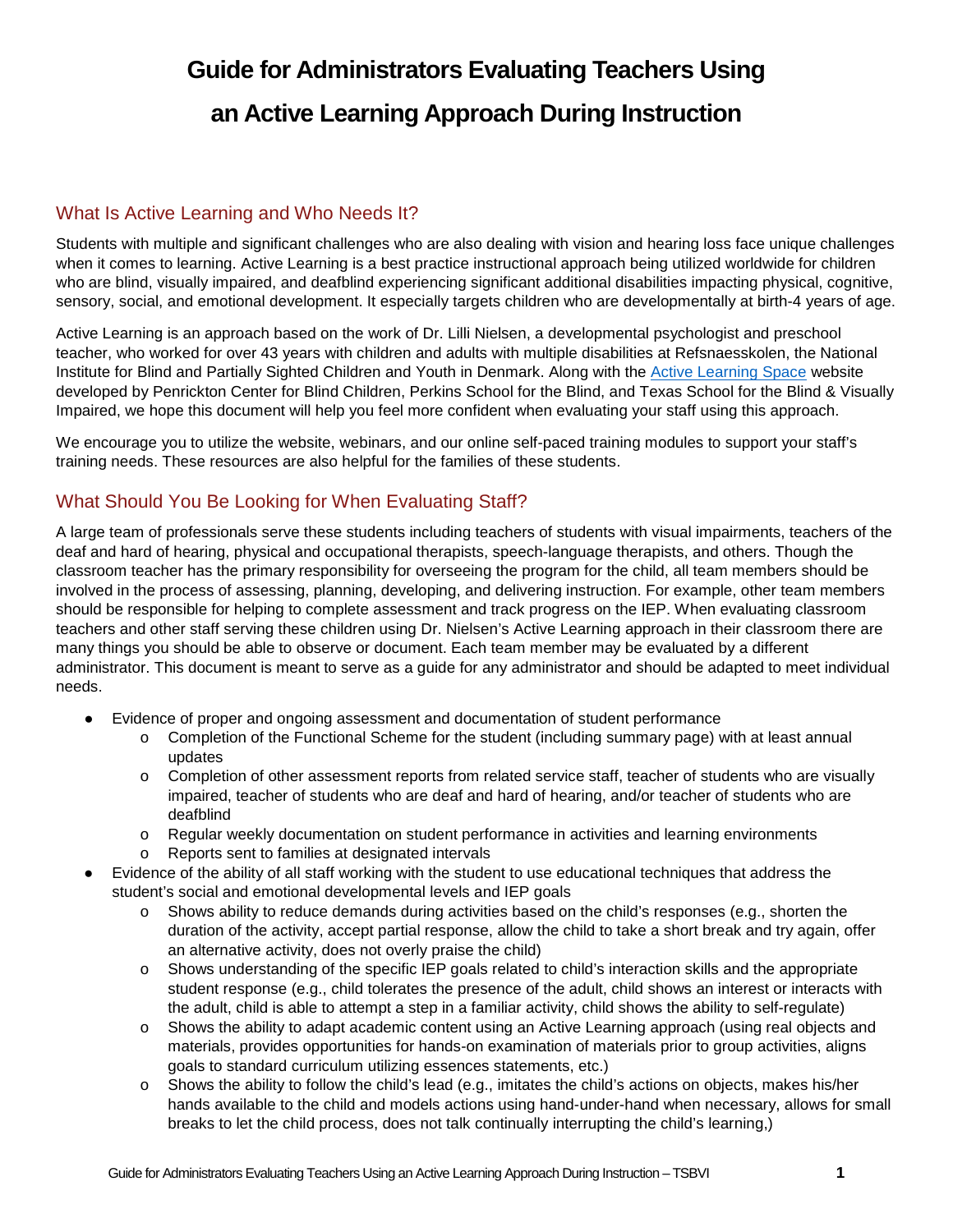# Guide for Administrators Evaluating Teachers Using an Active Learning Approach During Instruction

## What Is Active Learning and Who Needs It?

Students with multiple and significant challenges who are also dealing with vision and hearing loss face unique challenges when it comes to learning. Active Learning is a best practice instructional approach being utilized worldwide for children who are blind, visually impaired, and deafblind experiencing significant additional disabilities impacting physical, cognitive, sensory, social, and emotional development. It especially targets children who are developmentally at birth-4 years of age.

Active Learning is an approach based on the work of Dr. Lilli Nielsen, a developmental psychologist and preschool teacher, who worked for over 43 years with children and adults with multiple disabilities at Refsnaesskolen, the National Institute for Blind and Partially Sighted Children and Youth in Denmark. Along with the Active Learning Space website developed by Penrickton Center for Blind Children, Perkins School for the Blind, and Texas School for the Blind & Visually Impaired, we hope this document will help you feel more confident when evaluating your staff using this approach.

We encourage you to utilize the website, webinars, and our online self-paced training modules to support your staff's training needs. These resources are also helpful for the families of these students.

## What Should You Be Looking for When Evaluating Staff?

A large team of professionals serve these students including teachers of students with visual impairments, teachers of the deaf and hard of hearing, physical and occupational therapists, speech-language therapists, and others. Though the classroom teacher has the primary responsibility for overseeing the program for the child, all team members should be involved in the process of assessing, planning, developing, and delivering instruction. For example, other team members should be responsible for helping to complete assessment and track progress on the IEP. When evaluating classroom teachers and other staff serving these children using Dr. Nielsen's Active Learning approach in their classroom there are many things you should be able to observe or document. Each team member may be evaluated by a different administrator. This document is meant to serve as a guide for any administrator and should be adapted to meet individual needs.

- Evidence of proper and ongoing assessment and documentation of student performance
  - Completion of the Functional Scheme for the student (including summary page) with at least annual updates
  - Completion of other assessment reports from related service staff, teacher of students who are visually impaired, teacher of students who are deaf and hard of hearing, and/or teacher of students who are deafblind
  - Regular weekly documentation on student performance in activities and learning environments
  - Reports sent to families at designated intervals
- Evidence of the ability of all staff working with the student to use educational techniques that address the student's social and emotional developmental levels and IEP goals
  - Shows ability to reduce demands during activities based on the child's responses (e.g., shorten the duration of the activity, accept partial response, allow the child to take a short break and try again, offer an alternative activity, does not overly praise the child)
  - Shows understanding of the specific IEP goals related to child's interaction skills and the appropriate student response (e.g., child tolerates the presence of the adult, child shows an interest or interacts with the adult, child is able to attempt a step in a familiar activity, child shows the ability to self-regulate)
  - Shows the ability to adapt academic content using an Active Learning approach (using real objects and materials, provides opportunities for hands-on examination of materials prior to group activities, aligns goals to standard curriculum utilizing essences statements, etc.)
  - Shows the ability to follow the child's lead (e.g., imitates the child's actions on objects, makes his/her hands available to the child and models actions using hand-under-hand when necessary, allows for small breaks to let the child process, does not talk continually interrupting the child's learning,)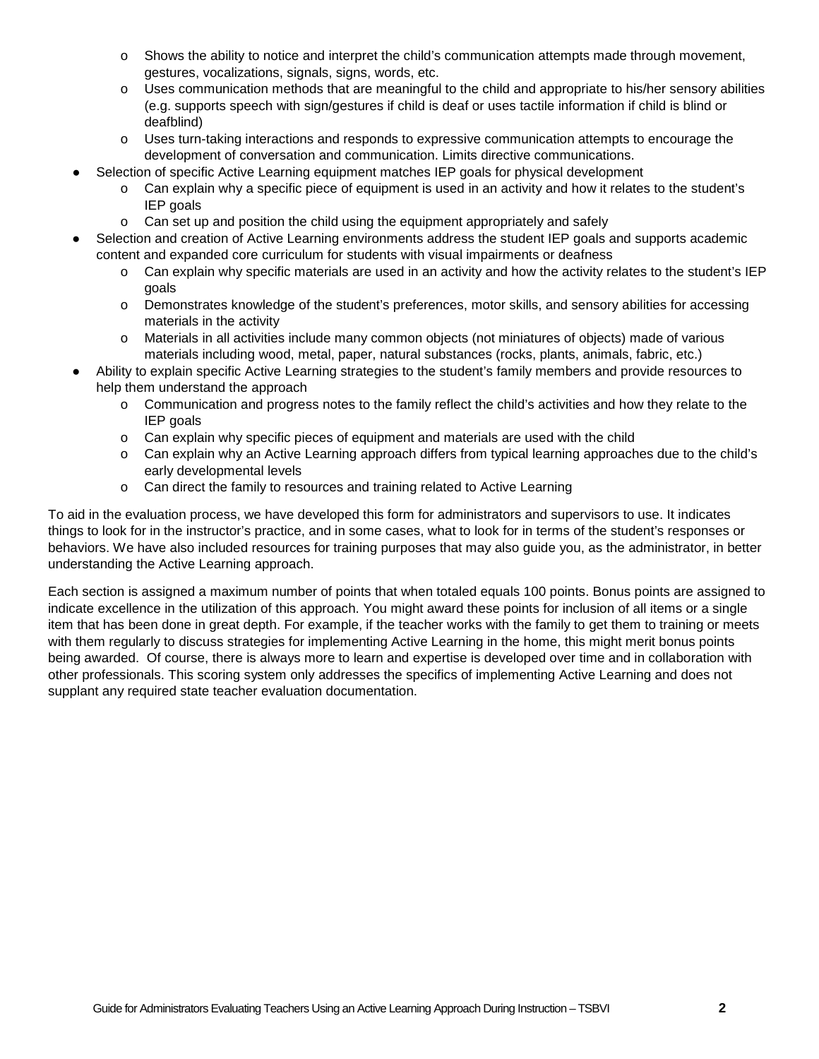- Shows the ability to notice and interpret the child's communication attempts made through movement, gestures, vocalizations, signals, signs, words, etc.
    - Uses communication methods that are meaningful to the child and appropriate to his/her sensory abilities (e.g. supports speech with sign/gestures if child is deaf or uses tactile information if child is blind or deafblind)
    - Uses turn-taking interactions and responds to expressive communication attempts to encourage the development of conversation and communication. Limits directive communications.
- Selection of specific Active Learning equipment matches IEP goals for physical development
    - Can explain why a specific piece of equipment is used in an activity and how it relates to the student's IEP goals
    - Can set up and position the child using the equipment appropriately and safely
- Selection and creation of Active Learning environments address the student IEP goals and supports academic content and expanded core curriculum for students with visual impairments or deafness
    - Can explain why specific materials are used in an activity and how the activity relates to the student's IEP goals
    - Demonstrates knowledge of the student's preferences, motor skills, and sensory abilities for accessing materials in the activity
    - Materials in all activities include many common objects (not miniatures of objects) made of various materials including wood, metal, paper, natural substances (rocks, plants, animals, fabric, etc.)
- Ability to explain specific Active Learning strategies to the student's family members and provide resources to help them understand the approach
    - Communication and progress notes to the family reflect the child's activities and how they relate to the IEP goals
    - Can explain why specific pieces of equipment and materials are used with the child
    - Can explain why an Active Learning approach differs from typical learning approaches due to the child's early developmental levels
    - Can direct the family to resources and training related to Active Learning

To aid in the evaluation process, we have developed this form for administrators and supervisors to use. It indicates things to look for in the instructor's practice, and in some cases, what to look for in terms of the student's responses or behaviors. We have also included resources for training purposes that may also guide you, as the administrator, in better understanding the Active Learning approach.

Each section is assigned a maximum number of points that when totaled equals 100 points. Bonus points are assigned to indicate excellence in the utilization of this approach. You might award these points for inclusion of all items or a single item that has been done in great depth. For example, if the teacher works with the family to get them to training or meets with them regularly to discuss strategies for implementing Active Learning in the home, this might merit bonus points being awarded. Of course, there is always more to learn and expertise is developed over time and in collaboration with other professionals. This scoring system only addresses the specifics of implementing Active Learning and does not supplant any required state teacher evaluation documentation.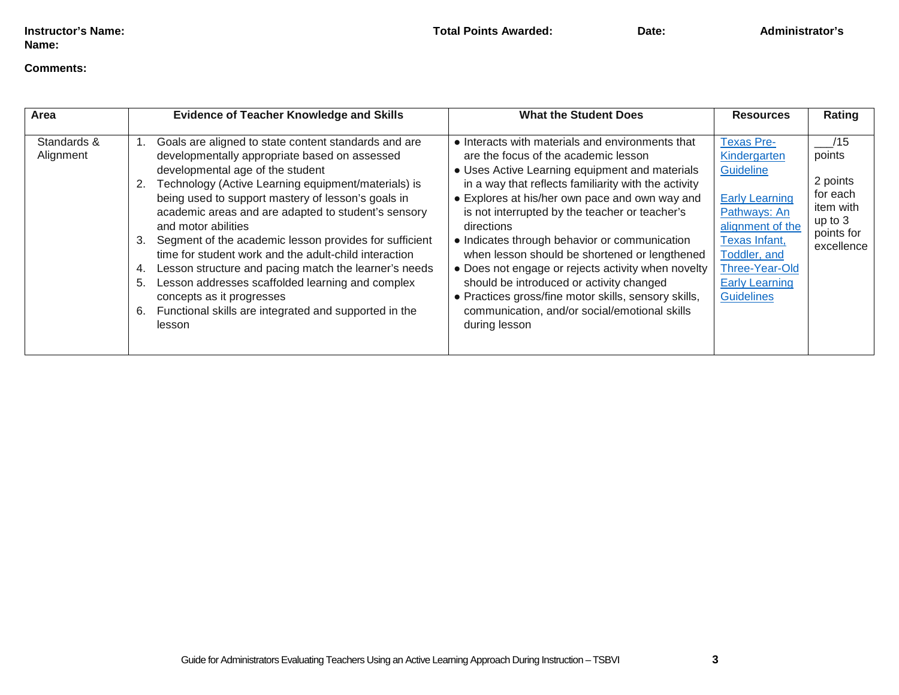**Instructor's Name:** **Total Points Awarded:** **Date:** **Administrator's Name:**

**Comments:**

| Area | Evidence of Teacher Knowledge and Skills | What the Student Does | Resources | Rating |
|---|---|---|---|---|
| Standards & Alignment | 1. Goals are aligned to state content standards and are developmentally appropriate based on assessed developmental age of the student<br>2. Technology (Active Learning equipment/materials) is being used to support mastery of lesson's goals in academic areas and are adapted to student's sensory and motor abilities<br>3. Segment of the academic lesson provides for sufficient time for student work and the adult-child interaction<br>4. Lesson structure and pacing match the learner's needs<br>5. Lesson addresses scaffolded learning and complex concepts as it progresses<br>6. Functional skills are integrated and supported in the lesson | • Interacts with materials and environments that are the focus of the academic lesson<br>• Uses Active Learning equipment and materials in a way that reflects familiarity with the activity<br>• Explores at his/her own pace and own way and is not interrupted by the teacher or teacher's directions<br>• Indicates through behavior or communication when lesson should be shortened or lengthened<br>• Does not engage or rejects activity when novelty should be introduced or activity changed<br>• Practices gross/fine motor skills, sensory skills, communication, and/or social/emotional skills during lesson | Texas Pre-Kindergarten Guideline<br><br>Early Learning Pathways: An alignment of the Texas Infant, Toddler, and Three-Year-Old Early Learning Guidelines | ___/15 points<br><br>2 points for each item with up to 3 points for excellence |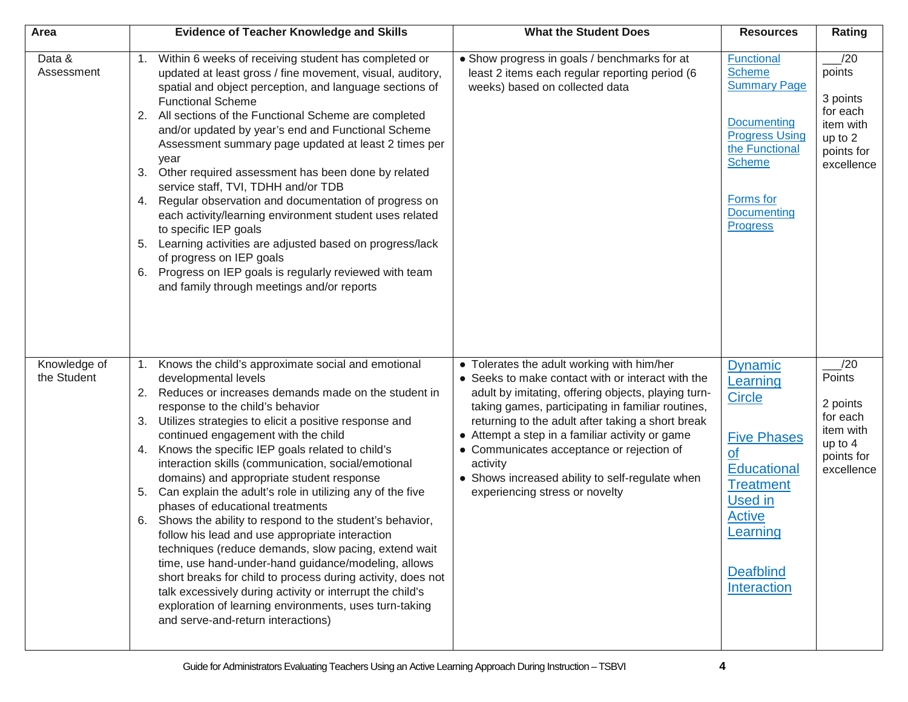| Area | Evidence of Teacher Knowledge and Skills | What the Student Does | Resources | Rating |
|---|---|---|---|---|
| Data & Assessment | 1. Within 6 weeks of receiving student has completed or updated at least gross / fine movement, visual, auditory, spatial and object perception, and language sections of Functional Scheme<br>2. All sections of the Functional Scheme are completed and/or updated by year's end and Functional Scheme Assessment summary page updated at least 2 times per year<br>3. Other required assessment has been done by related service staff, TVI, TDHH and/or TDB<br>4. Regular observation and documentation of progress on each activity/learning environment student uses related to specific IEP goals<br>5. Learning activities are adjusted based on progress/lack of progress on IEP goals<br>6. Progress on IEP goals is regularly reviewed with team and family through meetings and/or reports | • Show progress in goals / benchmarks for at least 2 items each regular reporting period (6 weeks) based on collected data | Functional Scheme Summary Page<br><br>Documenting Progress Using the Functional Scheme<br><br>Forms for Documenting Progress | ___/20 points<br><br>3 points for each item with up to 2 points for excellence |
| Knowledge of the Student | 1. Knows the child's approximate social and emotional developmental levels<br>2. Reduces or increases demands made on the student in response to the child's behavior<br>3. Utilizes strategies to elicit a positive response and continued engagement with the child<br>4. Knows the specific IEP goals related to child's interaction skills (communication, social/emotional domains) and appropriate student response<br>5. Can explain the adult's role in utilizing any of the five phases of educational treatments<br>6. Shows the ability to respond to the student's behavior, follow his lead and use appropriate interaction techniques (reduce demands, slow pacing, extend wait time, use hand-under-hand guidance/modeling, allows short breaks for child to process during activity, does not talk excessively during activity or interrupt the child's exploration of learning environments, uses turn-taking and serve-and-return interactions) | • Tolerates the adult working with him/her<br>• Seeks to make contact with or interact with the adult by imitating, offering objects, playing turn-taking games, participating in familiar routines, returning to the adult after taking a short break<br>• Attempt a step in a familiar activity or game<br>• Communicates acceptance or rejection of activity<br>• Shows increased ability to self-regulate when experiencing stress or novelty | Dynamic Learning Circle<br><br>Five Phases of Educational Treatment Used in Active Learning<br><br>Deafblind Interaction | ___/20 Points<br><br>2 points for each item with up to 4 points for excellence |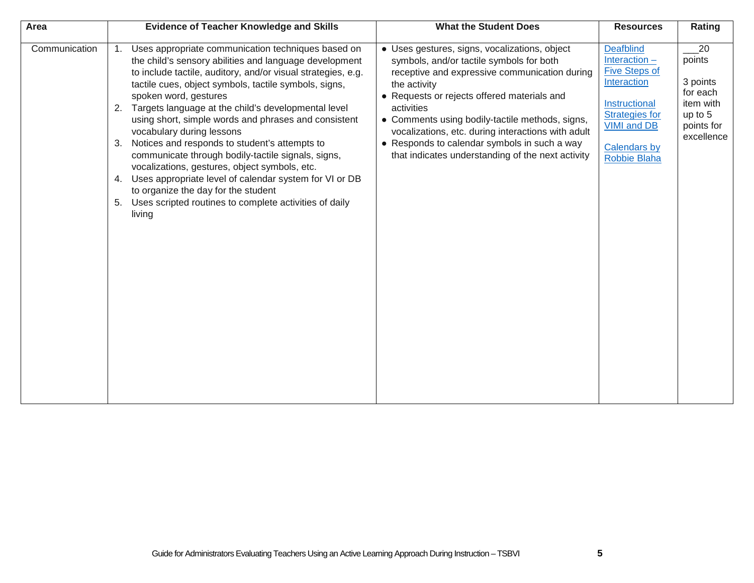| Area | Evidence of Teacher Knowledge and Skills | What the Student Does | Resources | Rating |
|---|---|---|---|---|
| Communication | 1. Uses appropriate communication techniques based on the child's sensory abilities and language development to include tactile, auditory, and/or visual strategies, e.g. tactile cues, object symbols, tactile symbols, signs, spoken word, gestures<br>2. Targets language at the child's developmental level using short, simple words and phrases and consistent vocabulary during lessons<br>3. Notices and responds to student's attempts to communicate through bodily-tactile signals, signs, vocalizations, gestures, object symbols, etc.<br>4. Uses appropriate level of calendar system for VI or DB to organize the day for the student<br>5. Uses scripted routines to complete activities of daily living | • Uses gestures, signs, vocalizations, object symbols, and/or tactile symbols for both receptive and expressive communication during the activity<br>• Requests or rejects offered materials and activities<br>• Comments using bodily-tactile methods, signs, vocalizations, etc. during interactions with adult<br>• Responds to calendar symbols in such a way that indicates understanding of the next activity | Deafblind Interaction – Five Steps of Interaction<br><br>Instructional Strategies for VIMI and DB<br><br>Calendars by Robbie Blaha | ___20 points<br><br>3 points for each item with up to 5 points for excellence |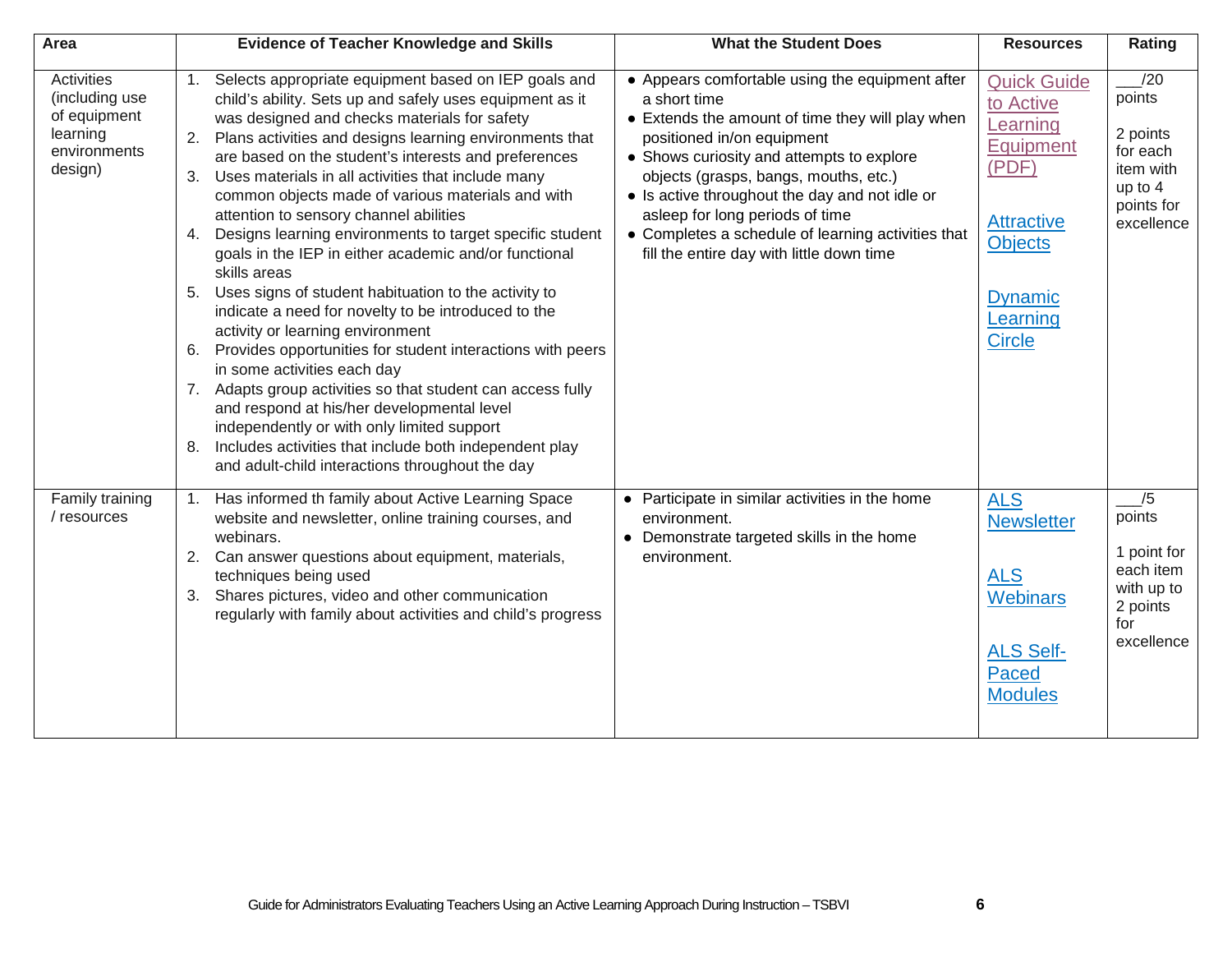| Area | Evidence of Teacher Knowledge and Skills | What the Student Does | Resources | Rating |
|---|---|---|---|---|
| Activities (including use of equipment learning environments design) | 1. Selects appropriate equipment based on IEP goals and child's ability. Sets up and safely uses equipment as it was designed and checks materials for safety<br>2. Plans activities and designs learning environments that are based on the student's interests and preferences<br>3. Uses materials in all activities that include many common objects made of various materials and with attention to sensory channel abilities<br>4. Designs learning environments to target specific student goals in the IEP in either academic and/or functional skills areas<br>5. Uses signs of student habituation to the activity to indicate a need for novelty to be introduced to the activity or learning environment<br>6. Provides opportunities for student interactions with peers in some activities each day<br>7. Adapts group activities so that student can access fully and respond at his/her developmental level independently or with only limited support<br>8. Includes activities that include both independent play and adult-child interactions throughout the day | • Appears comfortable using the equipment after a short time<br>• Extends the amount of time they will play when positioned in/on equipment<br>• Shows curiosity and attempts to explore objects (grasps, bangs, mouths, etc.)<br>• Is active throughout the day and not idle or asleep for long periods of time<br>• Completes a schedule of learning activities that fill the entire day with little down time | Quick Guide to Active Learning Equipment (PDF)<br><br>Attractive Objects<br><br>Dynamic Learning Circle | ___/20 points<br><br>2 points for each item with up to 4 points for excellence |
| Family training / resources | 1. Has informed th family about Active Learning Space website and newsletter, online training courses, and webinars.<br>2. Can answer questions about equipment, materials, techniques being used<br>3. Shares pictures, video and other communication regularly with family about activities and child's progress | • Participate in similar activities in the home environment.<br>• Demonstrate targeted skills in the home environment. | ALS Newsletter<br><br>ALS Webinars<br><br>ALS Self-Paced Modules | ___/5 points<br><br>1 point for each item with up to 2 points for excellence |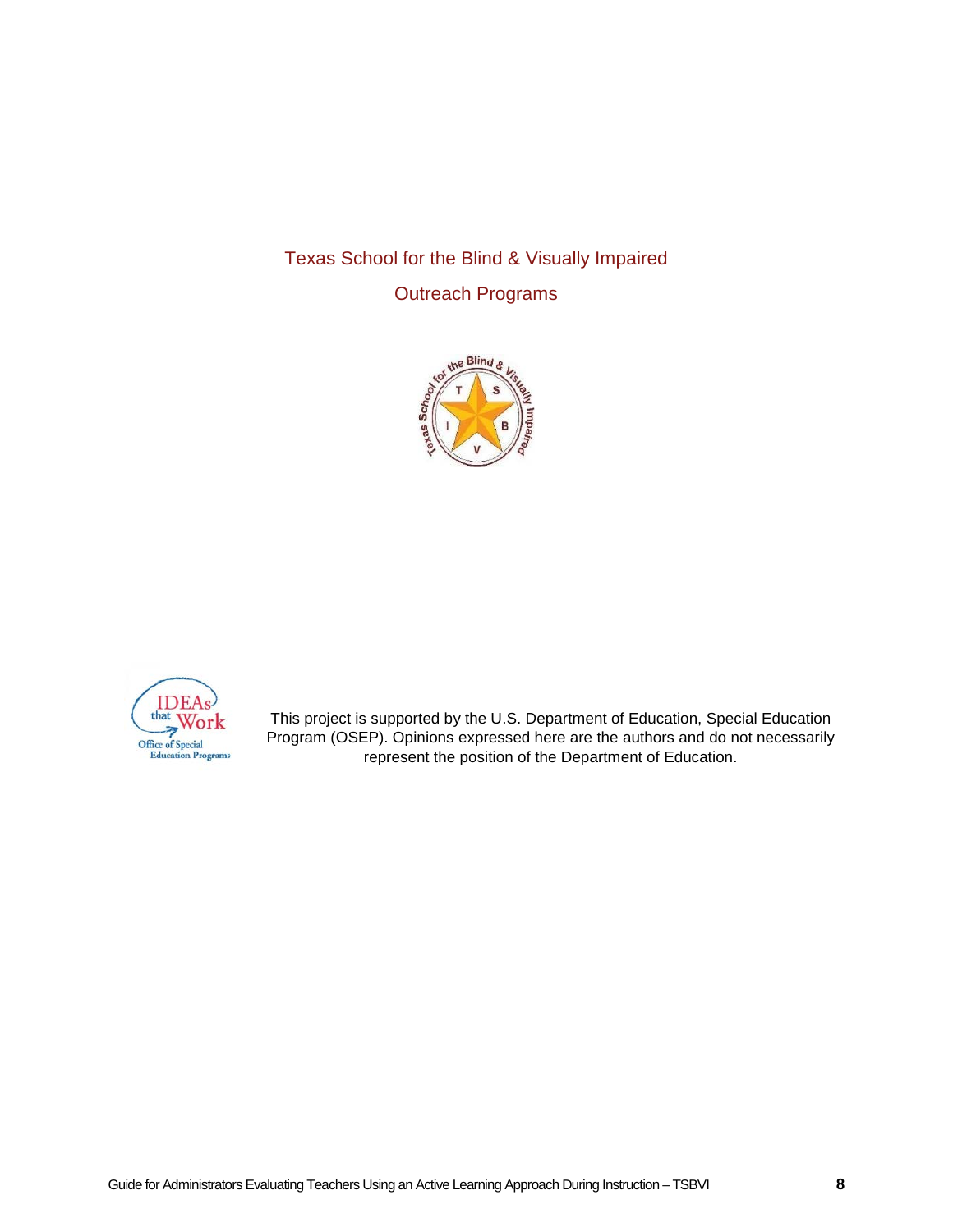Texas School for the Blind & Visually Impaired

Outreach Programs

This project is supported by the U.S. Department of Education, Special Education Program (OSEP). Opinions expressed here are the authors and do not necessarily represent the position of the Department of Education.